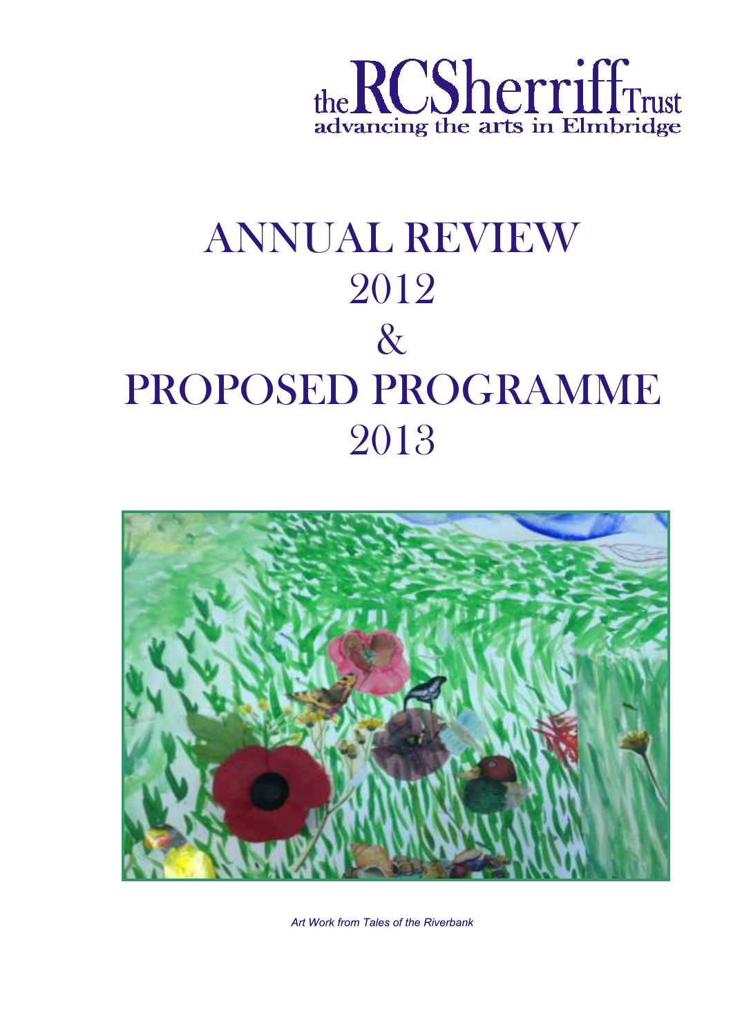the RC Sherriff Trust
advancing the arts in Elmbridge

# ANNUAL REVIEW 2012 & PROPOSED PROGRAMME 2013

*Art Work from Tales of the Riverbank*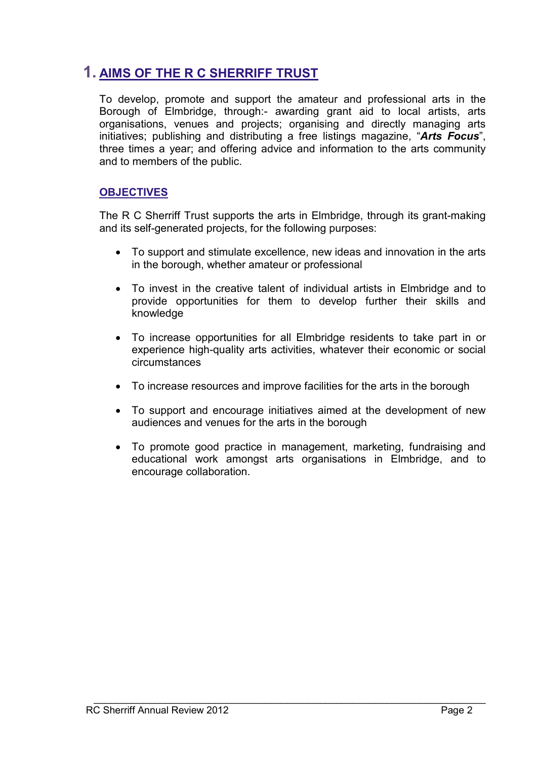# 1. AIMS OF THE R C SHERRIFF TRUST

To develop, promote and support the amateur and professional arts in the Borough of Elmbridge, through:- awarding grant aid to local artists, arts organisations, venues and projects; organising and directly managing arts initiatives; publishing and distributing a free listings magazine, "***Arts Focus***", three times a year; and offering advice and information to the arts community and to members of the public.

## OBJECTIVES

The R C Sherriff Trust supports the arts in Elmbridge, through its grant-making and its self-generated projects, for the following purposes:

- To support and stimulate excellence, new ideas and innovation in the arts in the borough, whether amateur or professional
- To invest in the creative talent of individual artists in Elmbridge and to provide opportunities for them to develop further their skills and knowledge
- To increase opportunities for all Elmbridge residents to take part in or experience high-quality arts activities, whatever their economic or social circumstances
- To increase resources and improve facilities for the arts in the borough
- To support and encourage initiatives aimed at the development of new audiences and venues for the arts in the borough
- To promote good practice in management, marketing, fundraising and educational work amongst arts organisations in Elmbridge, and to encourage collaboration.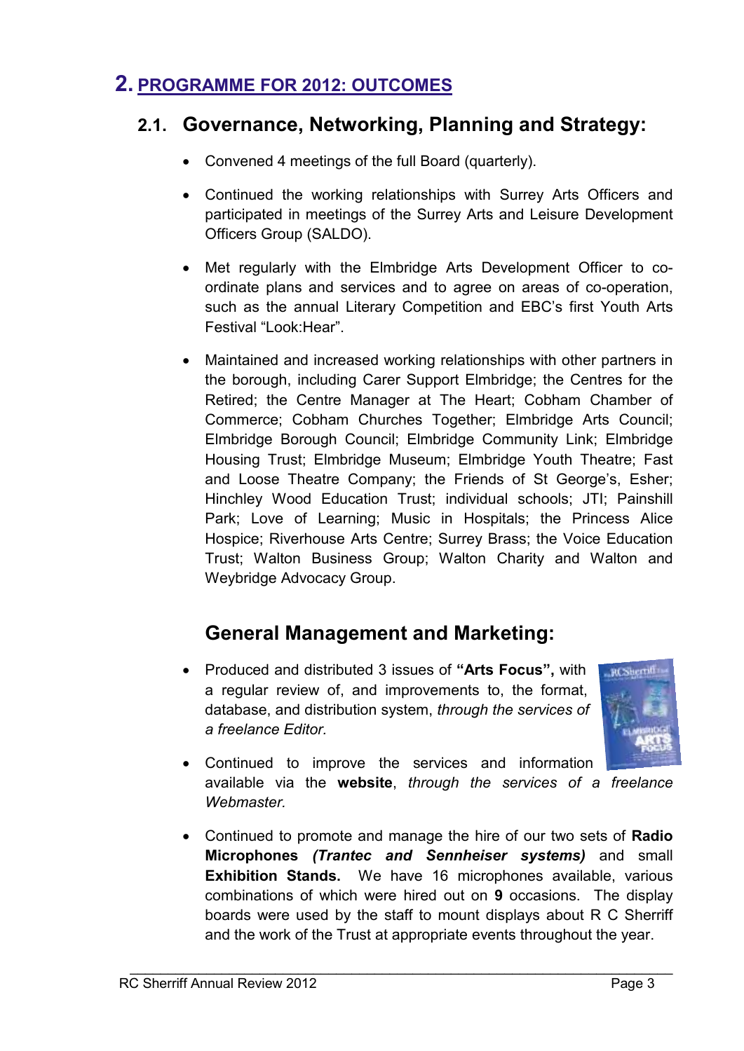# 2. PROGRAMME FOR 2012: OUTCOMES

## 2.1. Governance, Networking, Planning and Strategy:

- Convened 4 meetings of the full Board (quarterly).
- Continued the working relationships with Surrey Arts Officers and participated in meetings of the Surrey Arts and Leisure Development Officers Group (SALDO).
- Met regularly with the Elmbridge Arts Development Officer to co-ordinate plans and services and to agree on areas of co-operation, such as the annual Literary Competition and EBC's first Youth Arts Festival "Look:Hear".
- Maintained and increased working relationships with other partners in the borough, including Carer Support Elmbridge; the Centres for the Retired; the Centre Manager at The Heart; Cobham Chamber of Commerce; Cobham Churches Together; Elmbridge Arts Council; Elmbridge Borough Council; Elmbridge Community Link; Elmbridge Housing Trust; Elmbridge Museum; Elmbridge Youth Theatre; Fast and Loose Theatre Company; the Friends of St George's, Esher; Hinchley Wood Education Trust; individual schools; JTI; Painshill Park; Love of Learning; Music in Hospitals; the Princess Alice Hospice; Riverhouse Arts Centre; Surrey Brass; the Voice Education Trust; Walton Business Group; Walton Charity and Walton and Weybridge Advocacy Group.

## General Management and Marketing:

- Produced and distributed 3 issues of **"Arts Focus",** with a regular review of, and improvements to, the format, database, and distribution system, *through the services of a freelance Editor.*
- Continued to improve the services and information available via the **website**, *through the services of a freelance Webmaster.*
- Continued to promote and manage the hire of our two sets of **Radio Microphones** ***(Trantec and Sennheiser systems)*** and small **Exhibition Stands.** We have 16 microphones available, various combinations of which were hired out on **9** occasions. The display boards were used by the staff to mount displays about R C Sherriff and the work of the Trust at appropriate events throughout the year.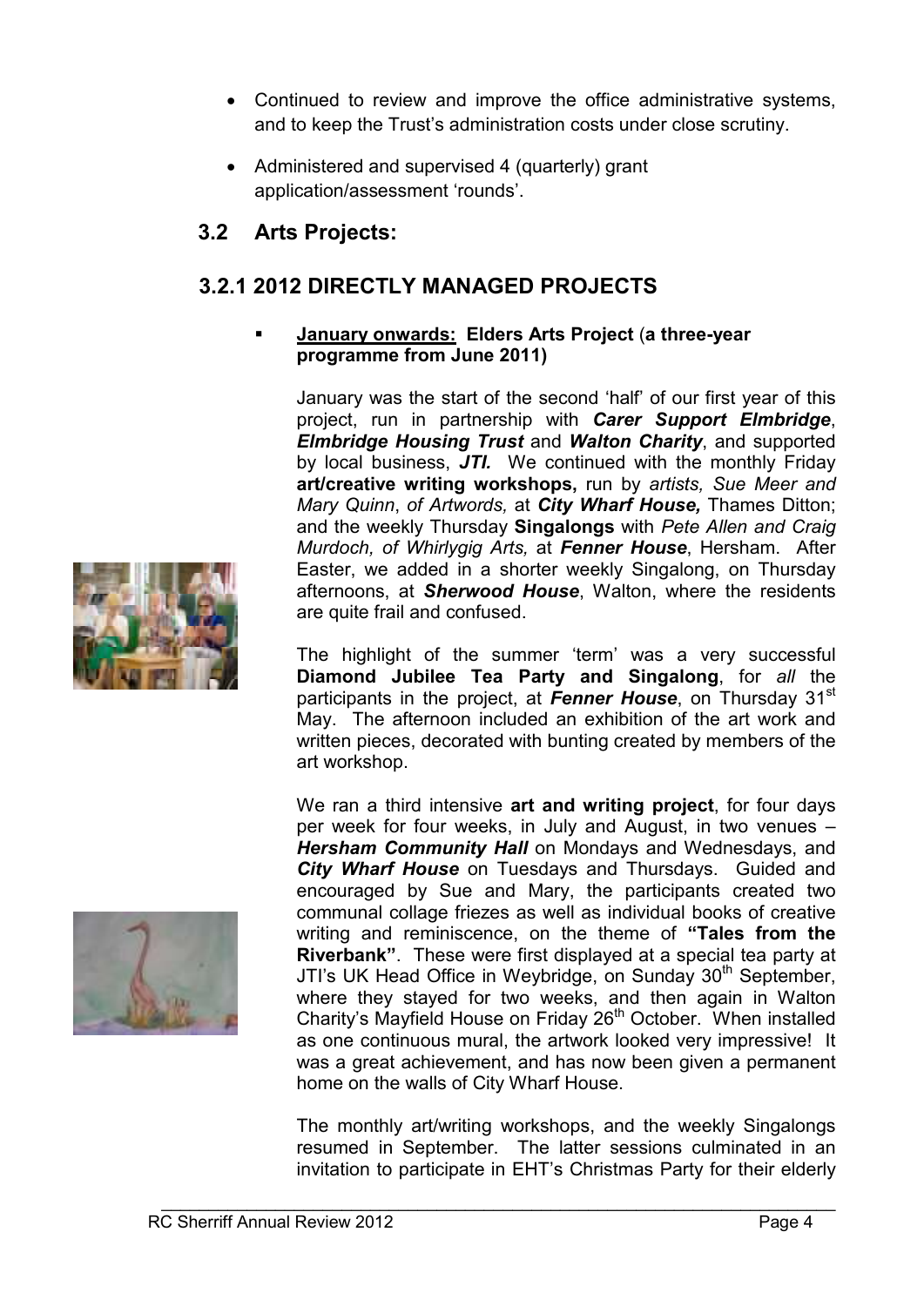- Continued to review and improve the office administrative systems, and to keep the Trust's administration costs under close scrutiny.
- Administered and supervised 4 (quarterly) grant application/assessment 'rounds'.

## 3.2 Arts Projects:

### 3.2.1 2012 DIRECTLY MANAGED PROJECTS

- **January onwards: Elders Arts Project (a three-year programme from June 2011)**

  January was the start of the second 'half' of our first year of this project, run in partnership with ***Carer Support Elmbridge***, ***Elmbridge Housing Trust*** and ***Walton Charity***, and supported by local business, ***JTI.*** We continued with the monthly Friday **art/creative writing workshops,** run by *artists, Sue Meer and Mary Quinn*, *of Artwords,* at ***City Wharf House,*** Thames Ditton; and the weekly Thursday **Singalongs** with *Pete Allen and Craig Murdoch, of Whirlygig Arts,* at ***Fenner House***, Hersham. After Easter, we added in a shorter weekly Singalong, on Thursday afternoons, at ***Sherwood House***, Walton, where the residents are quite frail and confused.

  The highlight of the summer 'term' was a very successful **Diamond Jubilee Tea Party and Singalong**, for *all* the participants in the project, at ***Fenner House***, on Thursday 31st May. The afternoon included an exhibition of the art work and written pieces, decorated with bunting created by members of the art workshop.

  We ran a third intensive **art and writing project**, for four days per week for four weeks, in July and August, in two venues – ***Hersham Community Hall*** on Mondays and Wednesdays, and ***City Wharf House*** on Tuesdays and Thursdays. Guided and encouraged by Sue and Mary, the participants created two communal collage friezes as well as individual books of creative writing and reminiscence, on the theme of **"Tales from the Riverbank"**. These were first displayed at a special tea party at JTI's UK Head Office in Weybridge, on Sunday 30th September, where they stayed for two weeks, and then again in Walton Charity's Mayfield House on Friday 26th October. When installed as one continuous mural, the artwork looked very impressive! It was a great achievement, and has now been given a permanent home on the walls of City Wharf House.

  The monthly art/writing workshops, and the weekly Singalongs resumed in September. The latter sessions culminated in an invitation to participate in EHT's Christmas Party for their elderly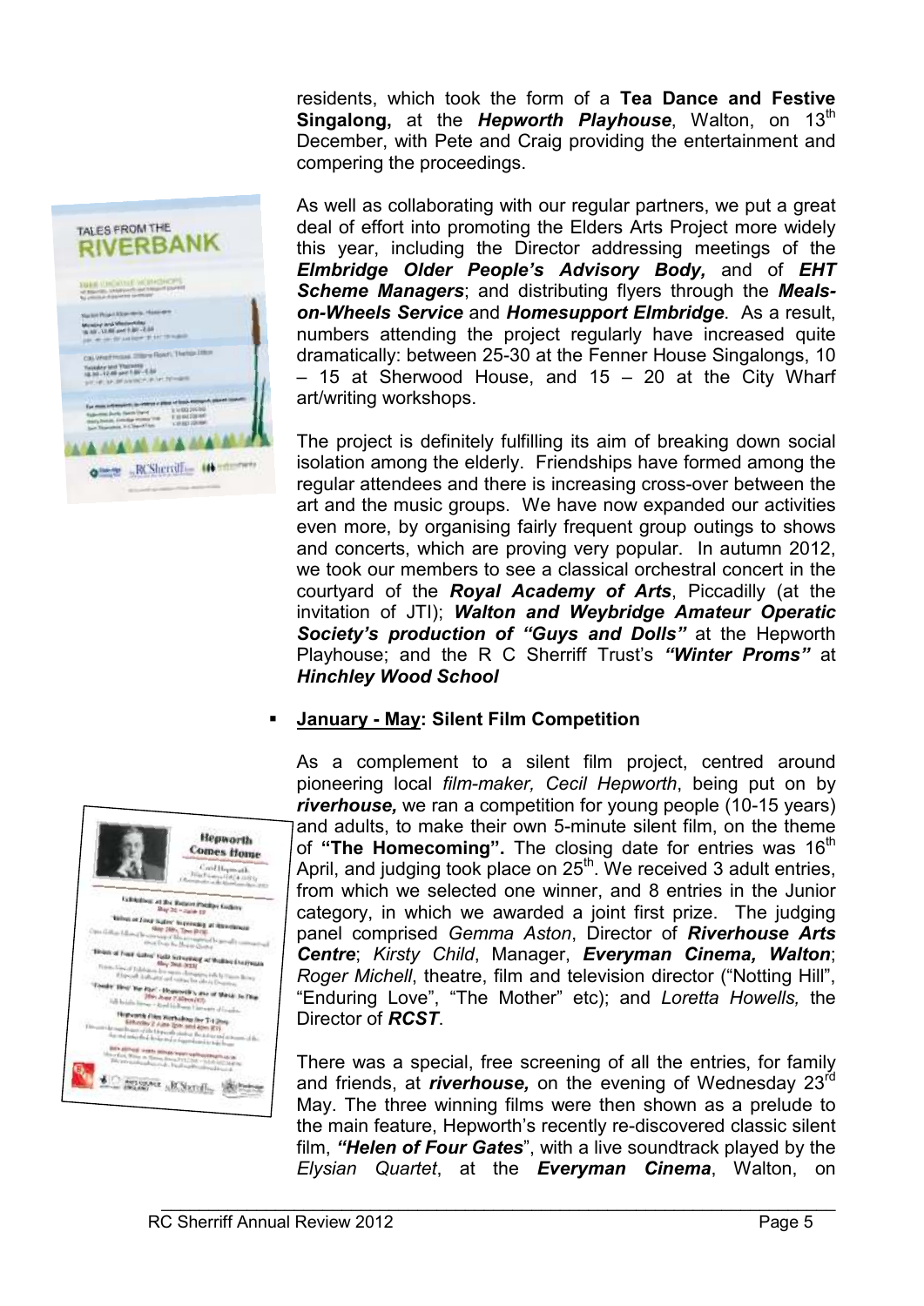residents, which took the form of a **Tea Dance and Festive Singalong,** at the ***Hepworth Playhouse***, Walton, on 13th December, with Pete and Craig providing the entertainment and compering the proceedings.

As well as collaborating with our regular partners, we put a great deal of effort into promoting the Elders Arts Project more widely this year, including the Director addressing meetings of the ***Elmbridge Older People's Advisory Body,*** and of ***EHT Scheme Managers***; and distributing flyers through the ***Meals-on-Wheels Service*** and ***Homesupport Elmbridge***. As a result, numbers attending the project regularly have increased quite dramatically: between 25-30 at the Fenner House Singalongs, 10 – 15 at Sherwood House, and 15 – 20 at the City Wharf art/writing workshops.

The project is definitely fulfilling its aim of breaking down social isolation among the elderly. Friendships have formed among the regular attendees and there is increasing cross-over between the art and the music groups. We have now expanded our activities even more, by organising fairly frequent group outings to shows and concerts, which are proving very popular. In autumn 2012, we took our members to see a classical orchestral concert in the courtyard of the ***Royal Academy of Arts***, Piccadilly (at the invitation of JTI); ***Walton and Weybridge Amateur Operatic Society's production of "Guys and Dolls"*** at the Hepworth Playhouse; and the R C Sherriff Trust's ***"Winter Proms"*** at ***Hinchley Wood School***

- **January - May: Silent Film Competition**

As a complement to a silent film project, centred around pioneering local *film-maker, Cecil Hepworth*, being put on by ***riverhouse,*** we ran a competition for young people (10-15 years) and adults, to make their own 5-minute silent film, on the theme of **"The Homecoming".** The closing date for entries was 16th April, and judging took place on 25th. We received 3 adult entries, from which we selected one winner, and 8 entries in the Junior category, in which we awarded a joint first prize. The judging panel comprised *Gemma Aston*, Director of ***Riverhouse Arts Centre***; *Kirsty Child*, Manager, ***Everyman Cinema, Walton***; *Roger Michell*, theatre, film and television director ("Notting Hill", "Enduring Love", "The Mother" etc); and *Loretta Howells,* the Director of ***RCST***.

There was a special, free screening of all the entries, for family and friends, at ***riverhouse,*** on the evening of Wednesday 23rd May. The three winning films were then shown as a prelude to the main feature, Hepworth's recently re-discovered classic silent film, ***"Helen of Four Gates***", with a live soundtrack played by the *Elysian Quartet*, at the ***Everyman Cinema***, Walton, on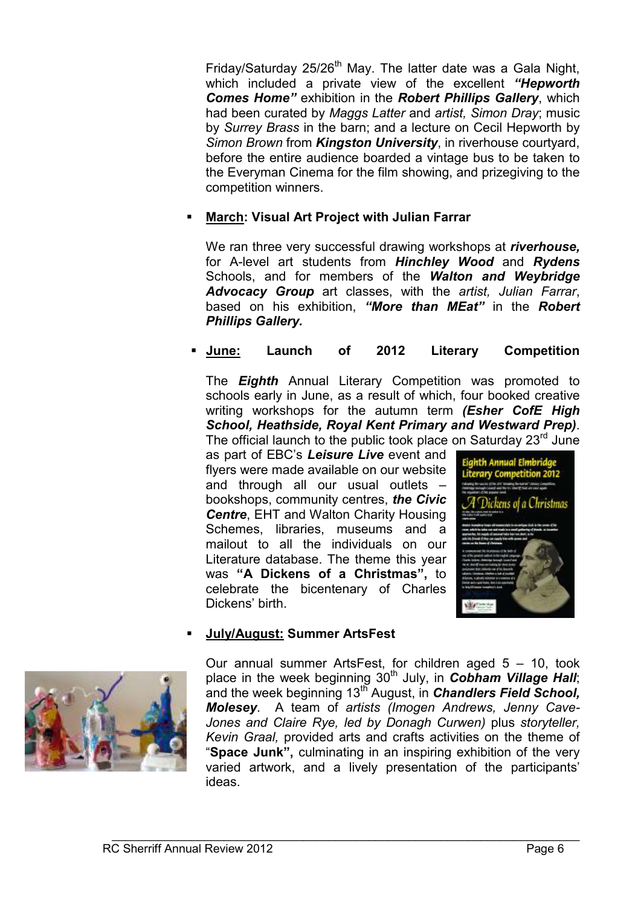Friday/Saturday 25/26th May. The latter date was a Gala Night, which included a private view of the excellent ***"Hepworth Comes Home"*** exhibition in the ***Robert Phillips Gallery***, which had been curated by *Maggs Latter* and *artist, Simon Dray*; music by *Surrey Brass* in the barn; and a lecture on Cecil Hepworth by *Simon Brown* from ***Kingston University***, in riverhouse courtyard, before the entire audience boarded a vintage bus to be taken to the Everyman Cinema for the film showing, and prizegiving to the competition winners.

- **March: Visual Art Project with Julian Farrar**

  We ran three very successful drawing workshops at ***riverhouse,*** for A-level art students from ***Hinchley Wood*** and ***Rydens*** Schools, and for members of the ***Walton and Weybridge Advocacy Group*** art classes, with the *artist, Julian Farrar*, based on his exhibition, ***"More than MEat"*** in the ***Robert Phillips Gallery.***

- **June: Launch of 2012 Literary Competition**

  The ***Eighth*** Annual Literary Competition was promoted to schools early in June, as a result of which, four booked creative writing workshops for the autumn term ***(Esher CofE High School, Heathside, Royal Kent Primary and Westward Prep)***. The official launch to the public took place on Saturday 23rd June as part of EBC's ***Leisure Live*** event and flyers were made available on our website and through all our usual outlets – bookshops, community centres, ***the Civic Centre***, EHT and Walton Charity Housing Schemes, libraries, museums and a mailout to all the individuals on our Literature database. The theme this year was **"A Dickens of a Christmas",** to celebrate the bicentenary of Charles Dickens' birth.

- **July/August: Summer ArtsFest**

  Our annual summer ArtsFest, for children aged 5 – 10, took place in the week beginning 30th July, in ***Cobham Village Hall***; and the week beginning 13th August, in ***Chandlers Field School, Molesey***. A team of *artists (Imogen Andrews, Jenny Cave-Jones and Claire Rye, led by Donagh Curwen)* plus *storyteller, Kevin Graal,* provided arts and crafts activities on the theme of "**Space Junk",** culminating in an inspiring exhibition of the very varied artwork, and a lively presentation of the participants' ideas.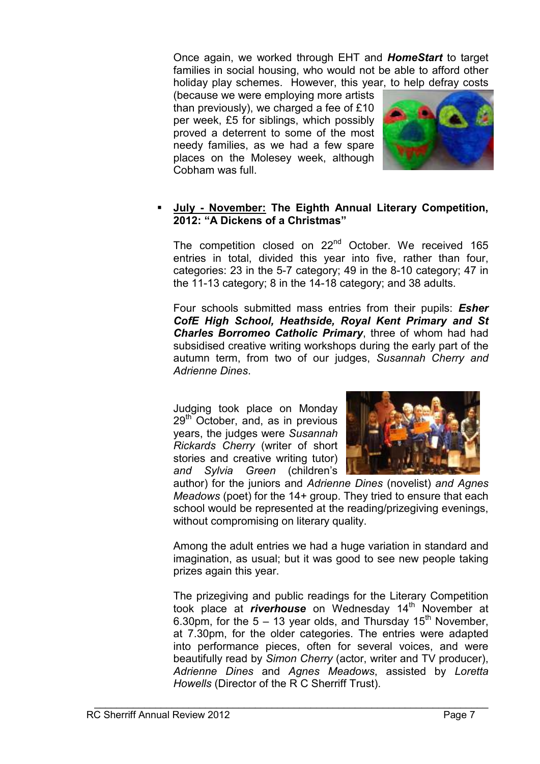Once again, we worked through EHT and ***HomeStart*** to target families in social housing, who would not be able to afford other holiday play schemes. However, this year, to help defray costs (because we were employing more artists than previously), we charged a fee of £10 per week, £5 for siblings, which possibly proved a deterrent to some of the most needy families, as we had a few spare places on the Molesey week, although Cobham was full.

- **July - November: The Eighth Annual Literary Competition, 2012: "A Dickens of a Christmas"**

  The competition closed on 22nd October. We received 165 entries in total, divided this year into five, rather than four, categories: 23 in the 5-7 category; 49 in the 8-10 category; 47 in the 11-13 category; 8 in the 14-18 category; and 38 adults.

  Four schools submitted mass entries from their pupils: ***Esher CofE High School, Heathside, Royal Kent Primary and St Charles Borromeo Catholic Primary***, three of whom had had subsidised creative writing workshops during the early part of the autumn term, from two of our judges, *Susannah Cherry and Adrienne Dines*.

  Judging took place on Monday 29th October, and, as in previous years, the judges were *Susannah Rickards Cherry* (writer of short stories and creative writing tutor) *and Sylvia Green* (children's author) for the juniors and *Adrienne Dines* (novelist) *and Agnes Meadows* (poet) for the 14+ group. They tried to ensure that each school would be represented at the reading/prizegiving evenings, without compromising on literary quality.

  Among the adult entries we had a huge variation in standard and imagination, as usual; but it was good to see new people taking prizes again this year.

  The prizegiving and public readings for the Literary Competition took place at ***riverhouse*** on Wednesday 14th November at 6.30pm, for the 5 – 13 year olds, and Thursday 15th November, at 7.30pm, for the older categories. The entries were adapted into performance pieces, often for several voices, and were beautifully read by *Simon Cherry* (actor, writer and TV producer), *Adrienne Dines* and *Agnes Meadows*, assisted by *Loretta Howells* (Director of the R C Sherriff Trust).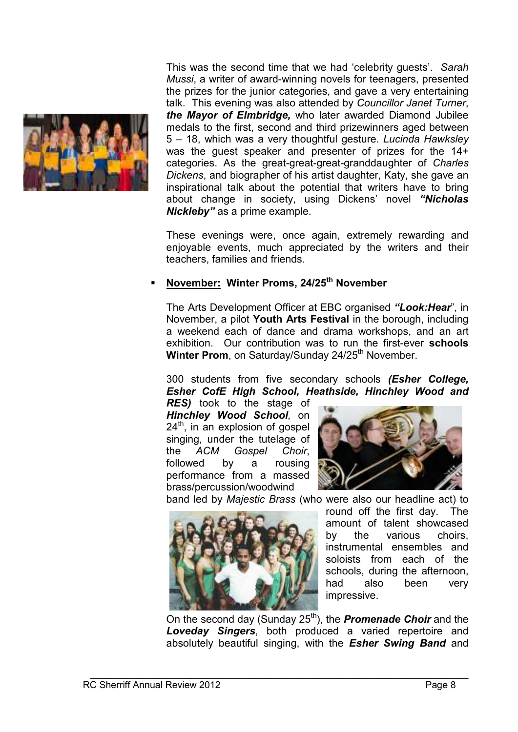This was the second time that we had 'celebrity guests'. *Sarah Mussi*, a writer of award-winning novels for teenagers, presented the prizes for the junior categories, and gave a very entertaining talk. This evening was also attended by *Councillor Janet Turner*, ***the Mayor of Elmbridge,*** who later awarded Diamond Jubilee medals to the first, second and third prizewinners aged between 5 – 18, which was a very thoughtful gesture. *Lucinda Hawksley* was the guest speaker and presenter of prizes for the 14+ categories. As the great-great-great-granddaughter of *Charles Dickens*, and biographer of his artist daughter, Katy, she gave an inspirational talk about the potential that writers have to bring about change in society, using Dickens' novel ***"Nicholas Nickleby"*** as a prime example.

These evenings were, once again, extremely rewarding and enjoyable events, much appreciated by the writers and their teachers, families and friends.

- **November: Winter Proms, 24/25th November**

The Arts Development Officer at EBC organised ***"Look:Hear***", in November, a pilot **Youth Arts Festival** in the borough, including a weekend each of dance and drama workshops, and an art exhibition. Our contribution was to run the first-ever **schools Winter Prom**, on Saturday/Sunday 24/25th November.

300 students from five secondary schools ***(Esher College, Esher CofE High School, Heathside, Hinchley Wood and RES)*** took to the stage of ***Hinchley Wood School****,* on 24th, in an explosion of gospel singing, under the tutelage of the *ACM Gospel Choir*, followed by a rousing performance from a massed brass/percussion/woodwind band led by *Majestic Brass* (who were also our headline act) to round off the first day. The amount of talent showcased by the various choirs, instrumental ensembles and soloists from each of the schools, during the afternoon, had also been very impressive.

On the second day (Sunday 25th), the ***Promenade Choir*** and the ***Loveday Singers***, both produced a varied repertoire and absolutely beautiful singing, with the ***Esher Swing Band*** and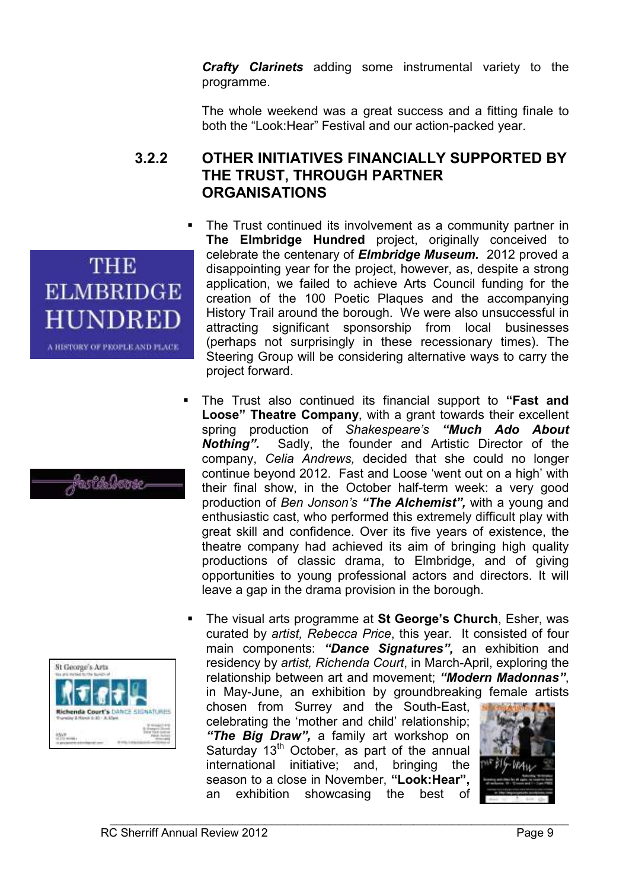***Crafty Clarinets*** adding some instrumental variety to the programme.

The whole weekend was a great success and a fitting finale to both the "Look:Hear" Festival and our action-packed year.

### 3.2.2 OTHER INITIATIVES FINANCIALLY SUPPORTED BY THE TRUST, THROUGH PARTNER ORGANISATIONS

- The Trust continued its involvement as a community partner in **The Elmbridge Hundred** project, originally conceived to celebrate the centenary of ***Elmbridge Museum.*** 2012 proved a disappointing year for the project, however, as, despite a strong application, we failed to achieve Arts Council funding for the creation of the 100 Poetic Plaques and the accompanying History Trail around the borough. We were also unsuccessful in attracting significant sponsorship from local businesses (perhaps not surprisingly in these recessionary times). The Steering Group will be considering alternative ways to carry the project forward.

- The Trust also continued its financial support to **"Fast and Loose" Theatre Company**, with a grant towards their excellent spring production of *Shakespeare's* ***"Much Ado About Nothing".*** Sadly, the founder and Artistic Director of the company, *Celia Andrews,* decided that she could no longer continue beyond 2012. Fast and Loose 'went out on a high' with their final show, in the October half-term week: a very good production of *Ben Jonson's* ***"The Alchemist",*** with a young and enthusiastic cast, who performed this extremely difficult play with great skill and confidence. Over its five years of existence, the theatre company had achieved its aim of bringing high quality productions of classic drama, to Elmbridge, and of giving opportunities to young professional actors and directors. It will leave a gap in the drama provision in the borough.

- The visual arts programme at **St George's Church**, Esher, was curated by *artist, Rebecca Price*, this year. It consisted of four main components: ***"Dance Signatures",*** an exhibition and residency by *artist, Richenda Court*, in March-April, exploring the relationship between art and movement; ***"Modern Madonnas"***, in May-June, an exhibition by groundbreaking female artists chosen from Surrey and the South-East, celebrating the 'mother and child' relationship; ***"The Big Draw",*** a family art workshop on Saturday 13th October, as part of the annual international initiative; and, bringing the season to a close in November, **"Look:Hear",** an exhibition showcasing the best of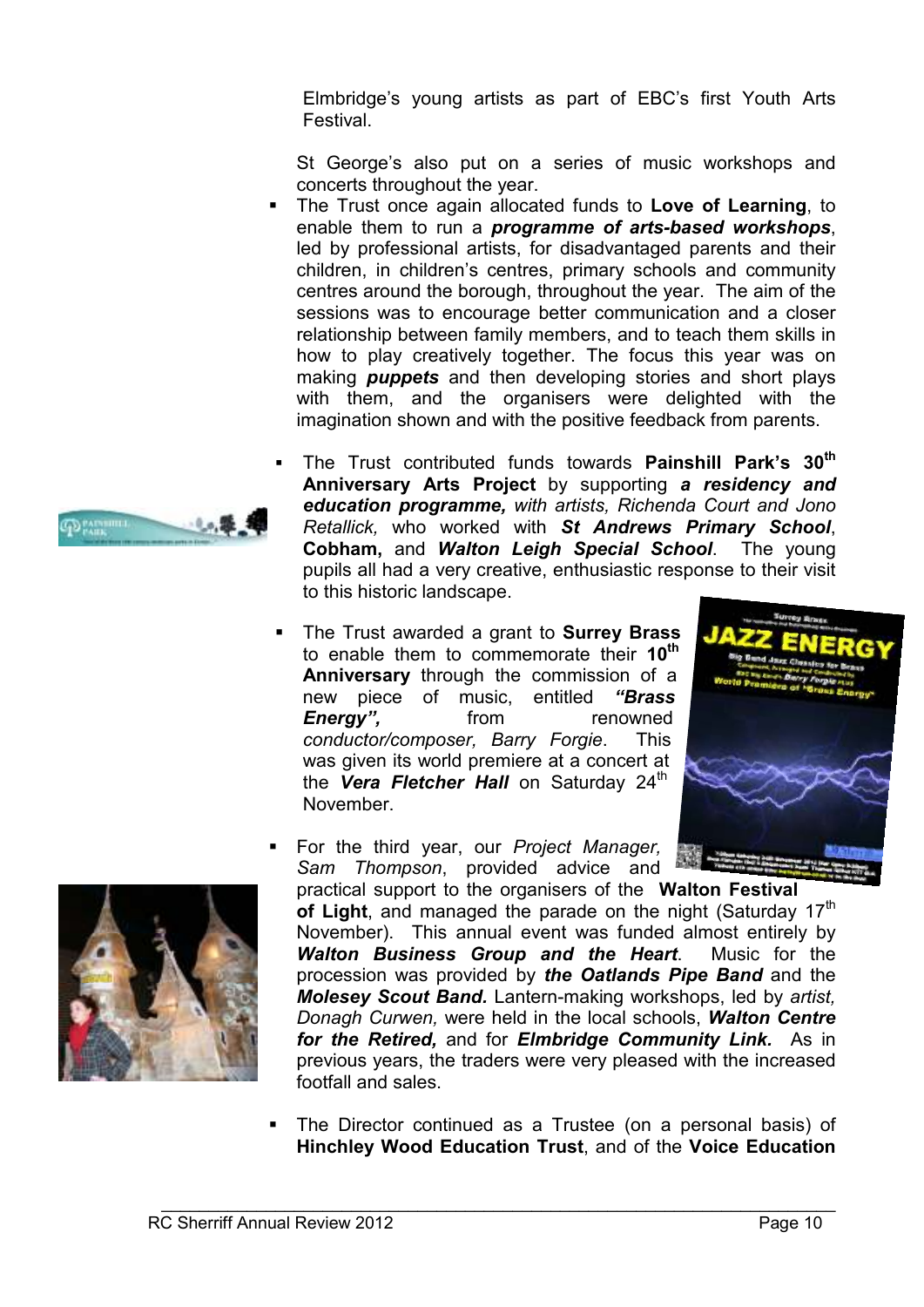Elmbridge's young artists as part of EBC's first Youth Arts Festival.

St George's also put on a series of music workshops and concerts throughout the year.

- The Trust once again allocated funds to **Love of Learning**, to enable them to run a ***programme of arts-based workshops***, led by professional artists, for disadvantaged parents and their children, in children's centres, primary schools and community centres around the borough, throughout the year. The aim of the sessions was to encourage better communication and a closer relationship between family members, and to teach them skills in how to play creatively together. The focus this year was on making ***puppets*** and then developing stories and short plays with them, and the organisers were delighted with the imagination shown and with the positive feedback from parents.

- The Trust contributed funds towards **Painshill Park's 30th Anniversary Arts Project** by supporting ***a residency and education programme,*** *with artists, Richenda Court and Jono Retallick,* who worked with ***St Andrews Primary School***, **Cobham,** and ***Walton Leigh Special School***. The young pupils all had a very creative, enthusiastic response to their visit to this historic landscape.

- The Trust awarded a grant to **Surrey Brass** to enable them to commemorate their **10th Anniversary** through the commission of a new piece of music, entitled ***"Brass Energy",*** from renowned *conductor/composer, Barry Forgie*. This was given its world premiere at a concert at the ***Vera Fletcher Hall*** on Saturday 24th November.

- For the third year, our *Project Manager, Sam Thompson*, provided advice and practical support to the organisers of the **Walton Festival of Light**, and managed the parade on the night (Saturday 17th November). This annual event was funded almost entirely by ***Walton Business Group and the Heart***. Music for the procession was provided by ***the Oatlands Pipe Band*** and the ***Molesey Scout Band.*** Lantern-making workshops, led by *artist, Donagh Curwen,* were held in the local schools, ***Walton Centre for the Retired,*** and for ***Elmbridge Community Link.*** As in previous years, the traders were very pleased with the increased footfall and sales.

- The Director continued as a Trustee (on a personal basis) of **Hinchley Wood Education Trust**, and of the **Voice Education**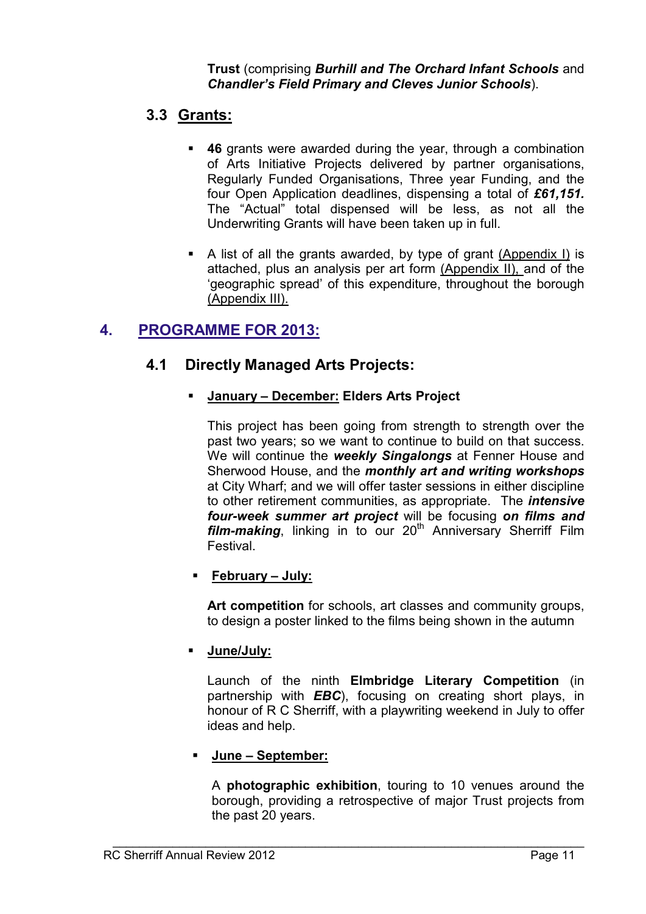**Trust** (comprising ***Burhill and The Orchard Infant Schools*** and ***Chandler's Field Primary and Cleves Junior Schools***).

### 3.3 Grants:

- **46** grants were awarded during the year, through a combination of Arts Initiative Projects delivered by partner organisations, Regularly Funded Organisations, Three year Funding, and the four Open Application deadlines, dispensing a total of ***£61,151.*** The "Actual" total dispensed will be less, as not all the Underwriting Grants will have been taken up in full.

- A list of all the grants awarded, by type of grant (Appendix I) is attached, plus an analysis per art form (Appendix II), and of the 'geographic spread' of this expenditure, throughout the borough (Appendix III).

## 4. PROGRAMME FOR 2013:

### 4.1 Directly Managed Arts Projects:

- **January – December: Elders Arts Project**

  This project has been going from strength to strength over the past two years; so we want to continue to build on that success. We will continue the ***weekly Singalongs*** at Fenner House and Sherwood House, and the ***monthly art and writing workshops*** at City Wharf; and we will offer taster sessions in either discipline to other retirement communities, as appropriate. The ***intensive four-week summer art project*** will be focusing ***on films and film-making***, linking in to our 20th Anniversary Sherriff Film Festival.

- **February – July:**

  **Art competition** for schools, art classes and community groups, to design a poster linked to the films being shown in the autumn

- **June/July:**

  Launch of the ninth **Elmbridge Literary Competition** (in partnership with ***EBC***), focusing on creating short plays, in honour of R C Sherriff, with a playwriting weekend in July to offer ideas and help.

- **June – September:**

  A **photographic exhibition**, touring to 10 venues around the borough, providing a retrospective of major Trust projects from the past 20 years.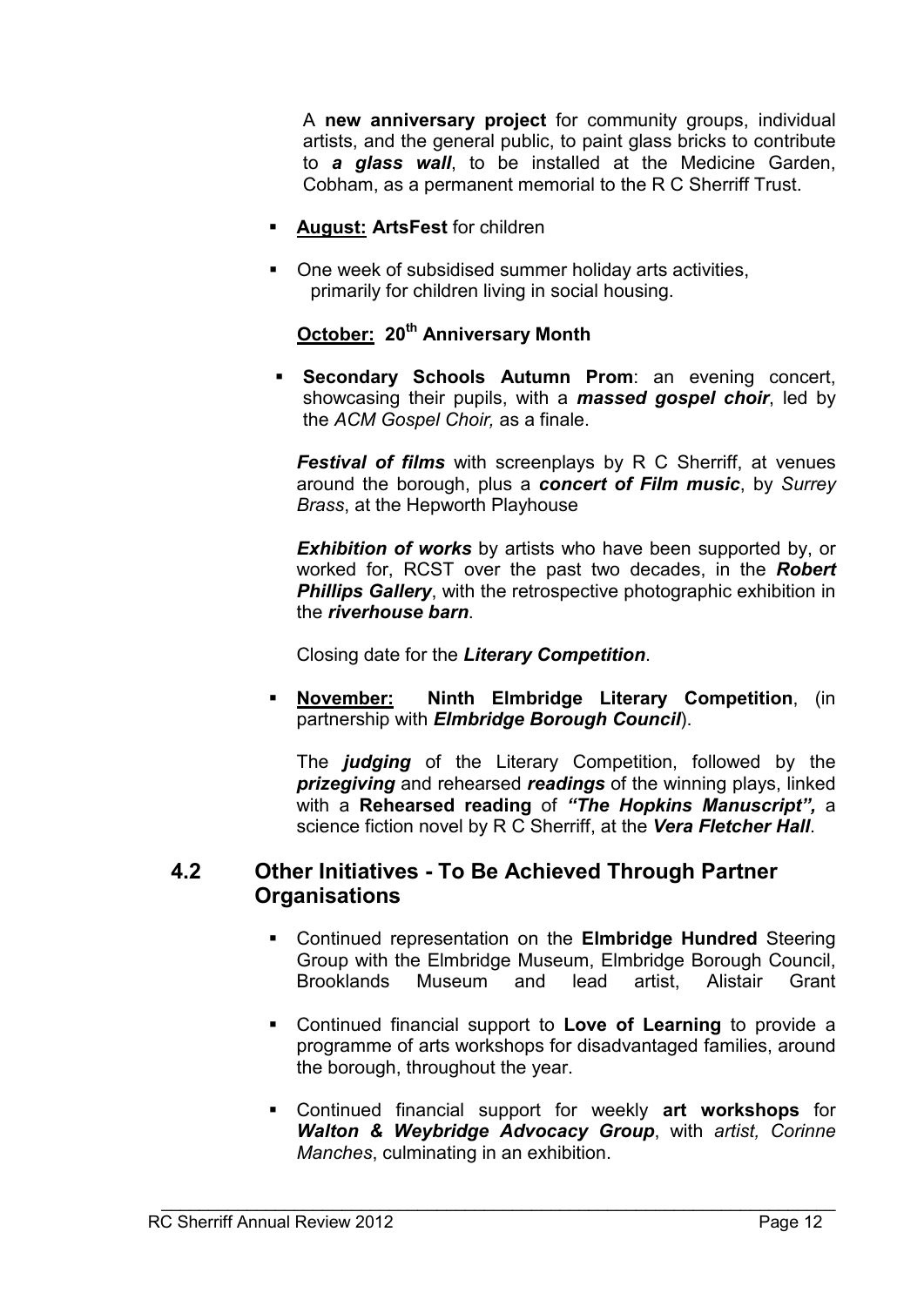A **new anniversary project** for community groups, individual artists, and the general public, to paint glass bricks to contribute to ***a glass wall***, to be installed at the Medicine Garden, Cobham, as a permanent memorial to the R C Sherriff Trust.

- **August: ArtsFest** for children
- One week of subsidised summer holiday arts activities, primarily for children living in social housing.

**October: 20th Anniversary Month**

- **Secondary Schools Autumn Prom**: an evening concert, showcasing their pupils, with a ***massed gospel choir***, led by the *ACM Gospel Choir,* as a finale.

  ***Festival of films*** with screenplays by R C Sherriff, at venues around the borough, plus a ***concert of Film music***, by *Surrey Brass*, at the Hepworth Playhouse

  ***Exhibition of works*** by artists who have been supported by, or worked for, RCST over the past two decades, in the ***Robert Phillips Gallery***, with the retrospective photographic exhibition in the ***riverhouse barn***.

  Closing date for the ***Literary Competition***.

- **November: Ninth Elmbridge Literary Competition**, (in partnership with ***Elmbridge Borough Council***).

  The ***judging*** of the Literary Competition, followed by the ***prizegiving*** and rehearsed ***readings*** of the winning plays, linked with a **Rehearsed reading** of ***"The Hopkins Manuscript",*** a science fiction novel by R C Sherriff, at the ***Vera Fletcher Hall***.

## 4.2 Other Initiatives - To Be Achieved Through Partner Organisations

- Continued representation on the **Elmbridge Hundred** Steering Group with the Elmbridge Museum, Elmbridge Borough Council, Brooklands Museum and lead artist, Alistair Grant
- Continued financial support to **Love of Learning** to provide a programme of arts workshops for disadvantaged families, around the borough, throughout the year.
- Continued financial support for weekly **art workshops** for ***Walton & Weybridge Advocacy Group***, with *artist, Corinne Manches*, culminating in an exhibition.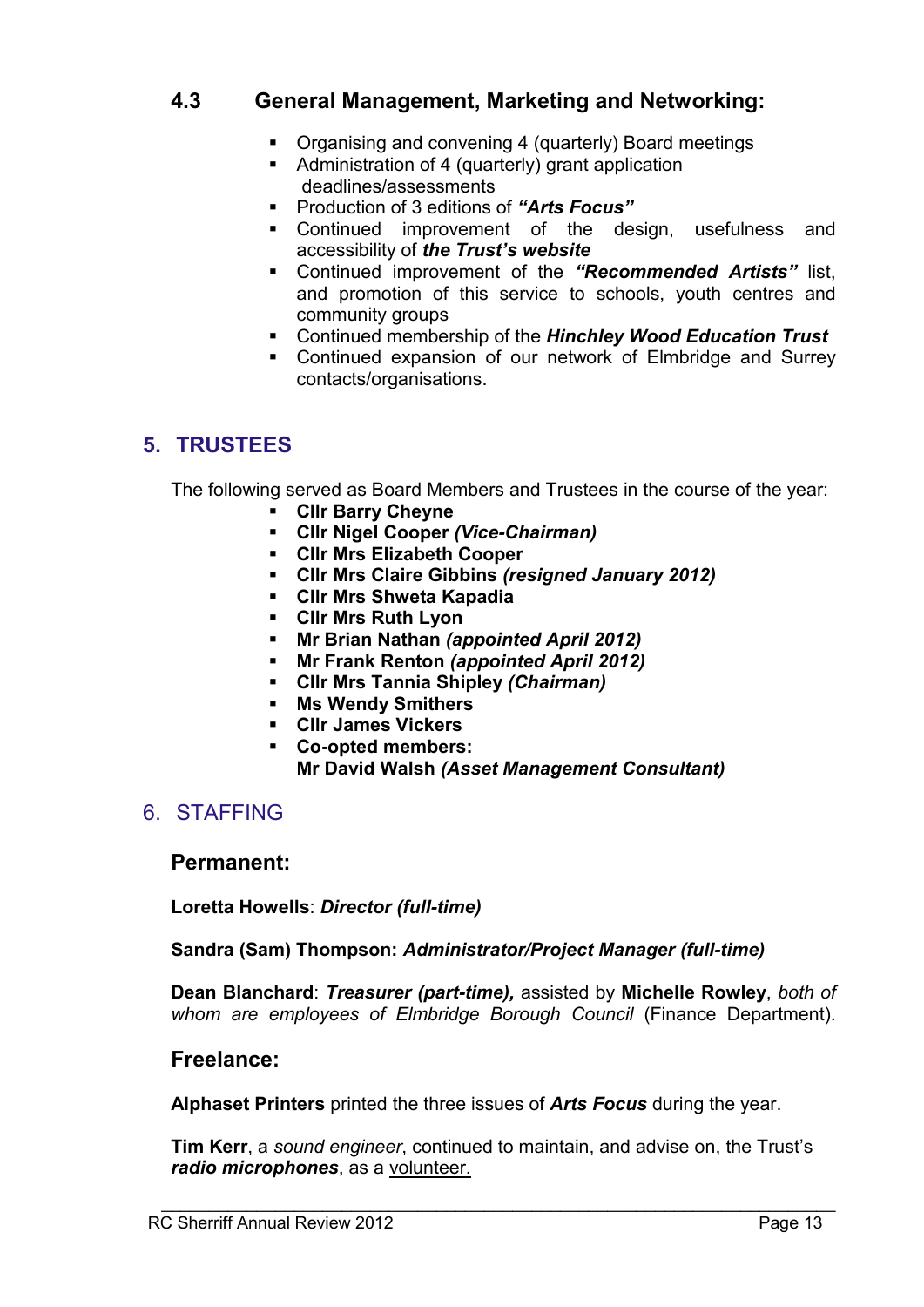### 4.3 General Management, Marketing and Networking:

- Organising and convening 4 (quarterly) Board meetings
- Administration of 4 (quarterly) grant application deadlines/assessments
- Production of 3 editions of ***"Arts Focus"***
- Continued improvement of the design, usefulness and accessibility of ***the Trust's website***
- Continued improvement of the ***"Recommended Artists"*** list, and promotion of this service to schools, youth centres and community groups
- Continued membership of the ***Hinchley Wood Education Trust***
- Continued expansion of our network of Elmbridge and Surrey contacts/organisations.

## 5. TRUSTEES

The following served as Board Members and Trustees in the course of the year:

- **Cllr Barry Cheyne**
- **Cllr Nigel Cooper *(Vice-Chairman)***
- **Cllr Mrs Elizabeth Cooper**
- **Cllr Mrs Claire Gibbins *(resigned January 2012)***
- **Cllr Mrs Shweta Kapadia**
- **Cllr Mrs Ruth Lyon**
- **Mr Brian Nathan *(appointed April 2012)***
- **Mr Frank Renton *(appointed April 2012)***
- **Cllr Mrs Tannia Shipley *(Chairman)***
- **Ms Wendy Smithers**
- **Cllr James Vickers**
- **Co-opted members:**
  **Mr David Walsh *(Asset Management Consultant)***

## 6. STAFFING

### Permanent:

**Loretta Howells**: ***Director (full-time)***

**Sandra (Sam) Thompson:** ***Administrator/Project Manager (full-time)***

**Dean Blanchard**: ***Treasurer (part-time),*** assisted by **Michelle Rowley**, *both of whom are employees of Elmbridge Borough Council* (Finance Department).

### Freelance:

**Alphaset Printers** printed the three issues of ***Arts Focus*** during the year.

**Tim Kerr**, a *sound engineer*, continued to maintain, and advise on, the Trust's ***radio microphones***, as a volunteer.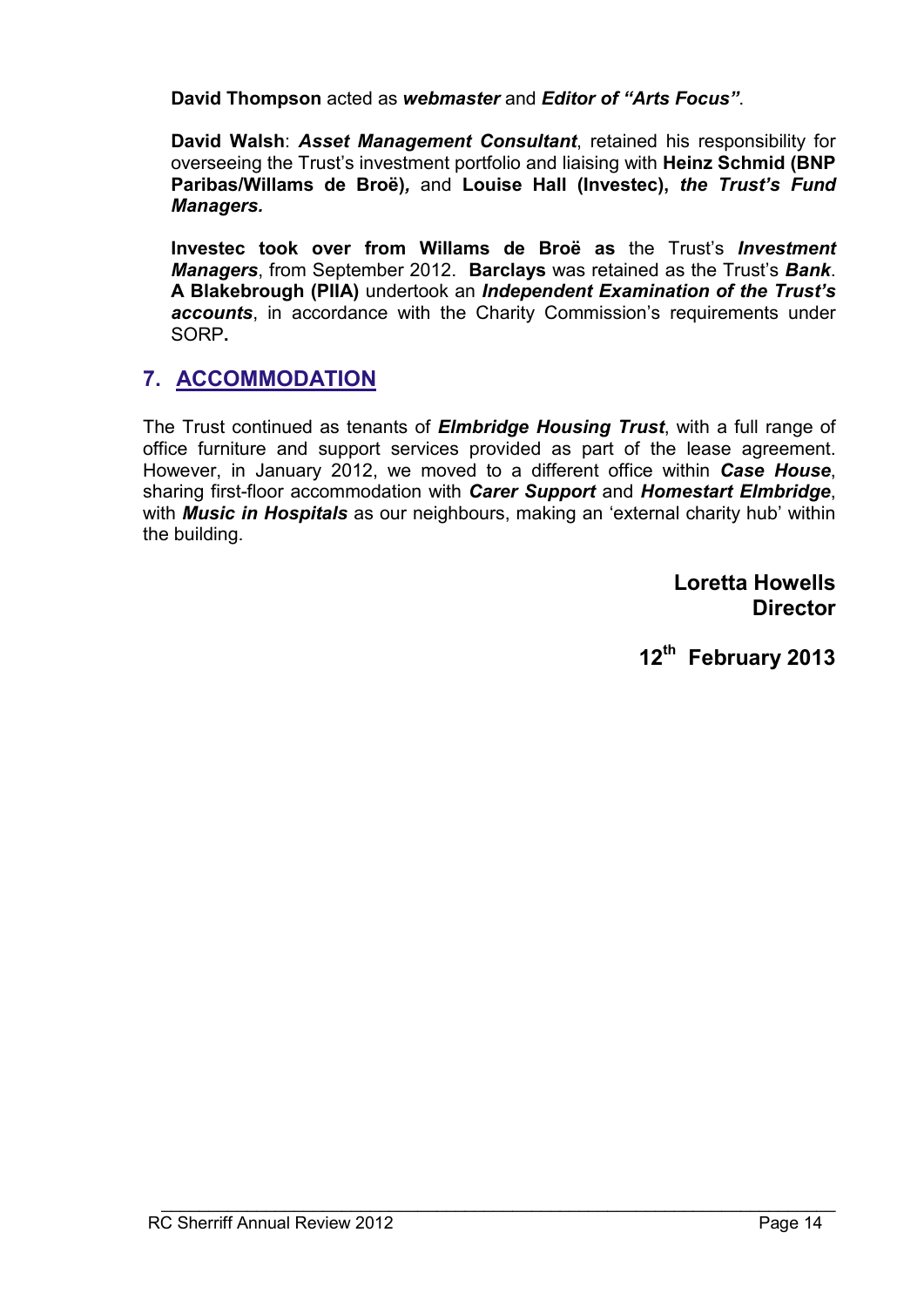**David Thompson** acted as ***webmaster*** and ***Editor of "Arts Focus"***.

**David Walsh**: ***Asset Management Consultant***, retained his responsibility for overseeing the Trust's investment portfolio and liaising with **Heinz Schmid (BNP Paribas/Willams de Broë)***,* and **Louise Hall (Investec),** ***the Trust's Fund Managers.***

**Investec took over from Willams de Broë as** the Trust's ***Investment Managers***, from September 2012. **Barclays** was retained as the Trust's ***Bank***. **A Blakebrough (PIIA)** undertook an ***Independent Examination of the Trust's accounts***, in accordance with the Charity Commission's requirements under SORP**.**

## 7. ACCOMMODATION

The Trust continued as tenants of ***Elmbridge Housing Trust***, with a full range of office furniture and support services provided as part of the lease agreement. However, in January 2012, we moved to a different office within ***Case House***, sharing first-floor accommodation with ***Carer Support*** and ***Homestart Elmbridge***, with ***Music in Hospitals*** as our neighbours, making an 'external charity hub' within the building.

**Loretta Howells**
**Director**

**12th February 2013**